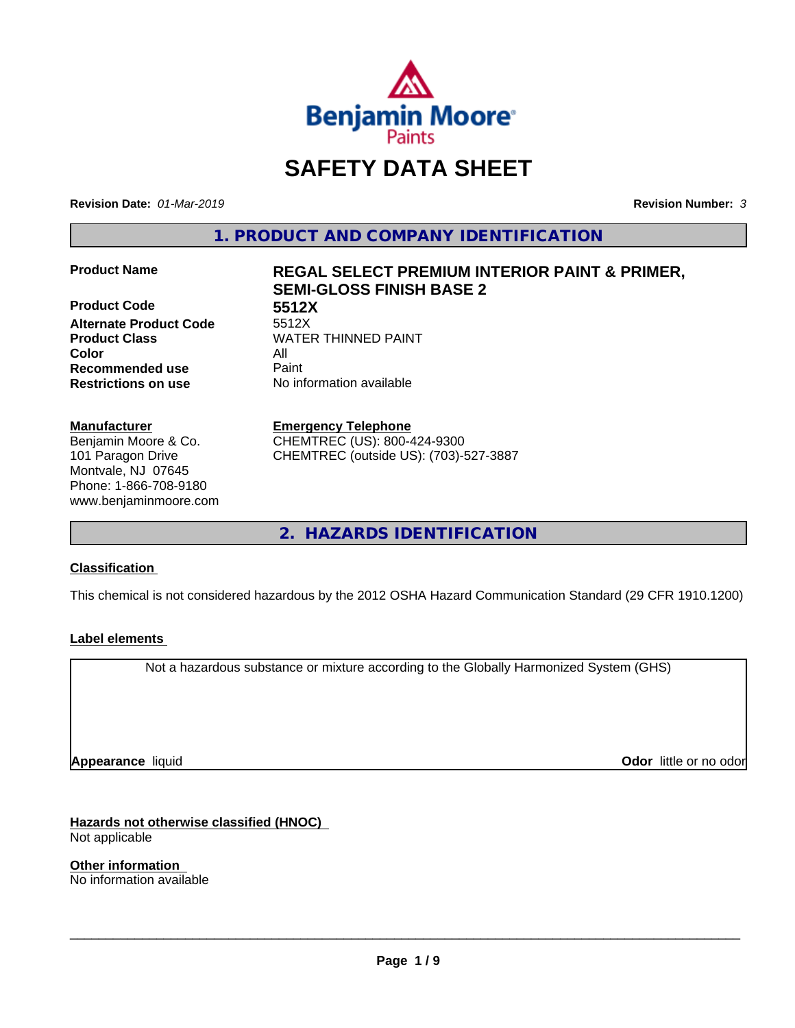# SAFETY DATA SHEET

**Revision Date:** *01-Mar-2019* **Revision Number:** *3*

## 1. PRODUCT AND COMPANY IDENTIFICATION

| | |
|---|---|
| **Product Name** | **REGAL SELECT PREMIUM INTERIOR PAINT & PRIMER, SEMI-GLOSS FINISH BASE 2** |
| **Product Code** | **5512X** |
| **Alternate Product Code** | 5512X |
| **Product Class** | WATER THINNED PAINT |
| **Color** | All |
| **Recommended use** | Paint |
| **Restrictions on use** | No information available |

**Manufacturer**
Benjamin Moore & Co.
101 Paragon Drive
Montvale, NJ 07645
Phone: 1-866-708-9180
www.benjaminmoore.com

**Emergency Telephone**
CHEMTREC (US): 800-424-9300
CHEMTREC (outside US): (703)-527-3887

## 2. HAZARDS IDENTIFICATION

### Classification

This chemical is not considered hazardous by the 2012 OSHA Hazard Communication Standard (29 CFR 1910.1200)

### Label elements

Not a hazardous substance or mixture according to the Globally Harmonized System (GHS)

**Appearance** liquid **Odor** little or no odor

### Hazards not otherwise classified (HNOC)

Not applicable

### Other information

No information available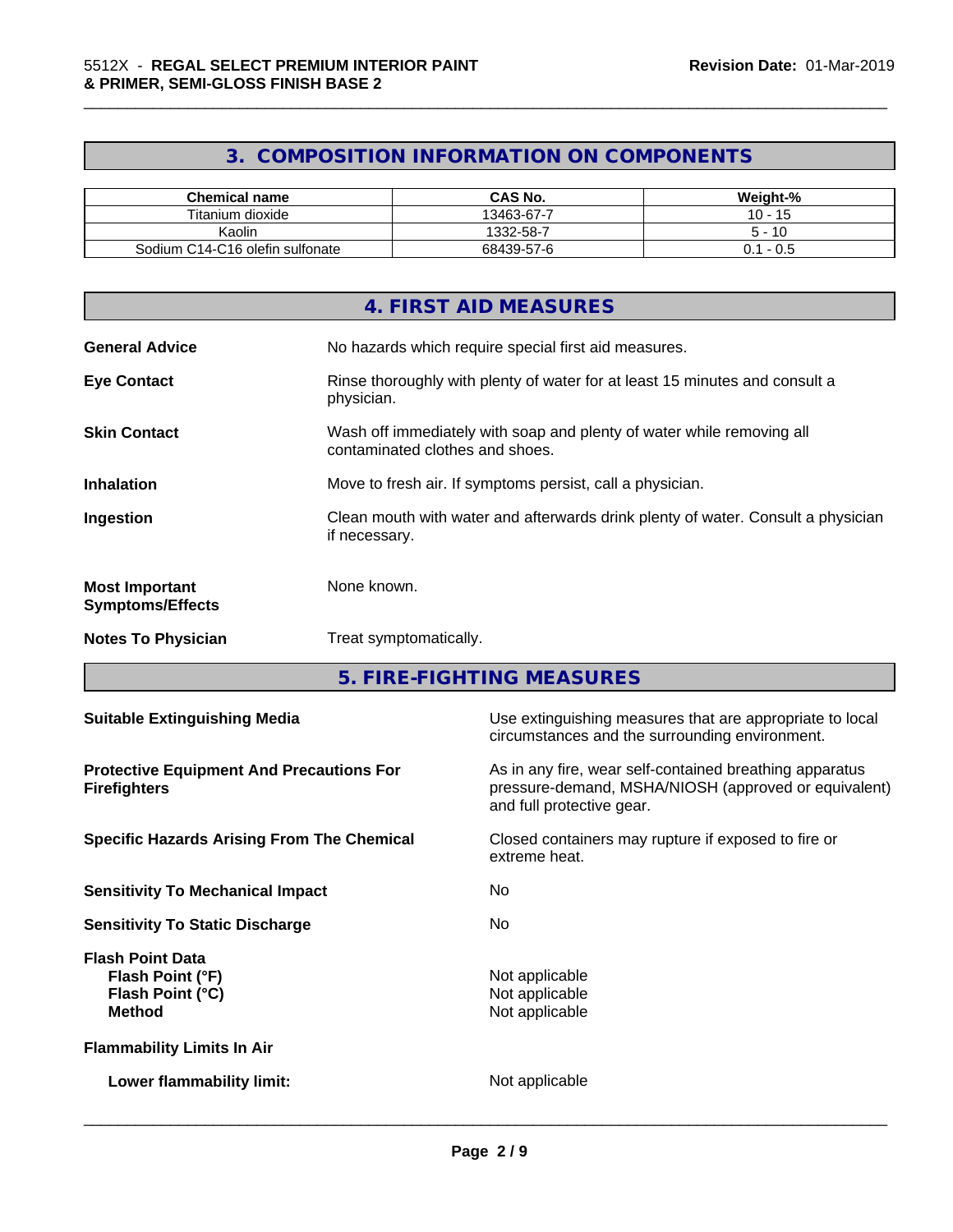## 3. COMPOSITION INFORMATION ON COMPONENTS

| Chemical name | CAS No. | Weight-% |
|---|---|---|
| Titanium dioxide | 13463-67-7 | 10 - 15 |
| Kaolin | 1332-58-7 | 5 - 10 |
| Sodium C14-C16 olefin sulfonate | 68439-57-6 | 0.1 - 0.5 |

## 4. FIRST AID MEASURES

**General Advice** No hazards which require special first aid measures.

**Eye Contact** Rinse thoroughly with plenty of water for at least 15 minutes and consult a physician.

**Skin Contact** Wash off immediately with soap and plenty of water while removing all contaminated clothes and shoes.

**Inhalation** Move to fresh air. If symptoms persist, call a physician.

**Ingestion** Clean mouth with water and afterwards drink plenty of water. Consult a physician if necessary.

**Most Important Symptoms/Effects** None known.

**Notes To Physician** Treat symptomatically.

## 5. FIRE-FIGHTING MEASURES

**Suitable Extinguishing Media** Use extinguishing measures that are appropriate to local circumstances and the surrounding environment.

**Protective Equipment And Precautions For Firefighters** As in any fire, wear self-contained breathing apparatus pressure-demand, MSHA/NIOSH (approved or equivalent) and full protective gear.

**Specific Hazards Arising From The Chemical** Closed containers may rupture if exposed to fire or extreme heat.

**Sensitivity To Mechanical Impact** No

**Sensitivity To Static Discharge** No

**Flash Point Data**
- **Flash Point (°F)** Not applicable
- **Flash Point (°C)** Not applicable
- **Method** Not applicable

**Flammability Limits In Air**

- **Lower flammability limit:** Not applicable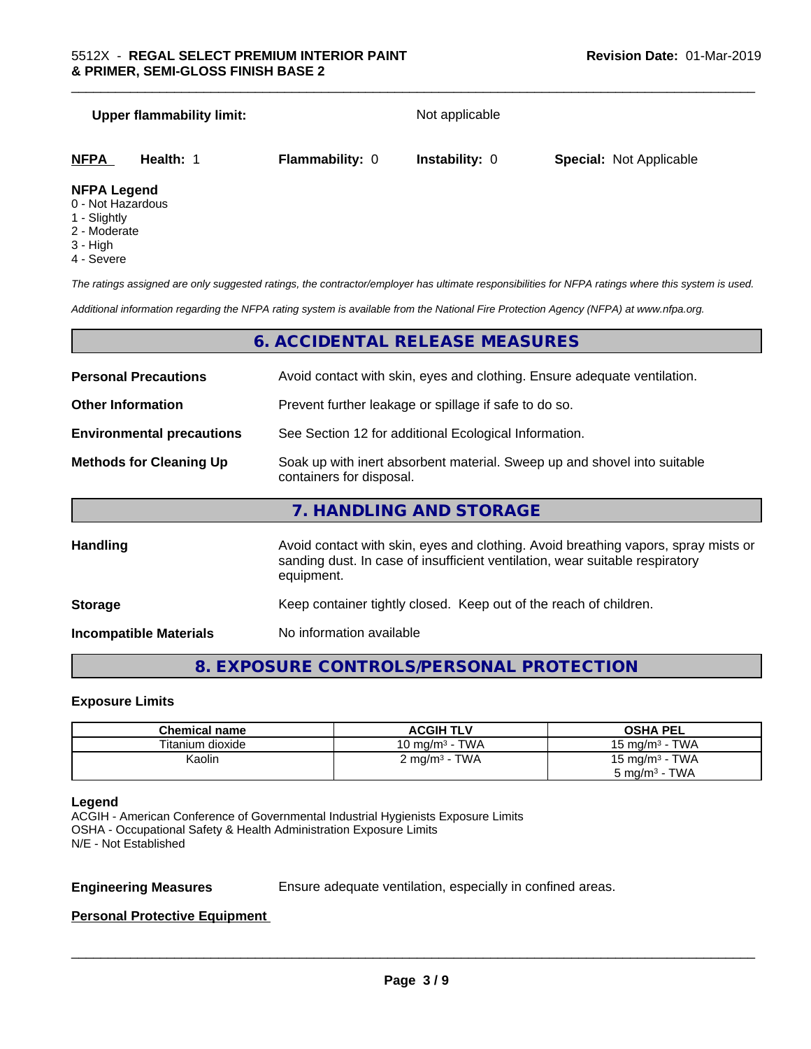**Upper flammability limit:** Not applicable

| NFPA | Health: 1 | Flammability: 0 | Instability: 0 | Special: Not Applicable |
|---|---|---|---|---|

**NFPA Legend**
0 - Not Hazardous
1 - Slightly
2 - Moderate
3 - High
4 - Severe

*The ratings assigned are only suggested ratings, the contractor/employer has ultimate responsibilities for NFPA ratings where this system is used.*

*Additional information regarding the NFPA rating system is available from the National Fire Protection Agency (NFPA) at www.nfpa.org.*

## 6. ACCIDENTAL RELEASE MEASURES

**Personal Precautions**: Avoid contact with skin, eyes and clothing. Ensure adequate ventilation.

**Other Information**: Prevent further leakage or spillage if safe to do so.

**Environmental precautions**: See Section 12 for additional Ecological Information.

**Methods for Cleaning Up**: Soak up with inert absorbent material. Sweep up and shovel into suitable containers for disposal.

## 7. HANDLING AND STORAGE

**Handling**: Avoid contact with skin, eyes and clothing. Avoid breathing vapors, spray mists or sanding dust. In case of insufficient ventilation, wear suitable respiratory equipment.

**Storage**: Keep container tightly closed. Keep out of the reach of children.

**Incompatible Materials**: No information available

## 8. EXPOSURE CONTROLS/PERSONAL PROTECTION

### Exposure Limits

| Chemical name | ACGIH TLV | OSHA PEL |
|---|---|---|
| Titanium dioxide | 10 mg/m³ - TWA | 15 mg/m³ - TWA |
| Kaolin | 2 mg/m³ - TWA | 15 mg/m³ - TWA<br>5 mg/m³ - TWA |

**Legend**
ACGIH - American Conference of Governmental Industrial Hygienists Exposure Limits
OSHA - Occupational Safety & Health Administration Exposure Limits
N/E - Not Established

**Engineering Measures**: Ensure adequate ventilation, especially in confined areas.

**Personal Protective Equipment**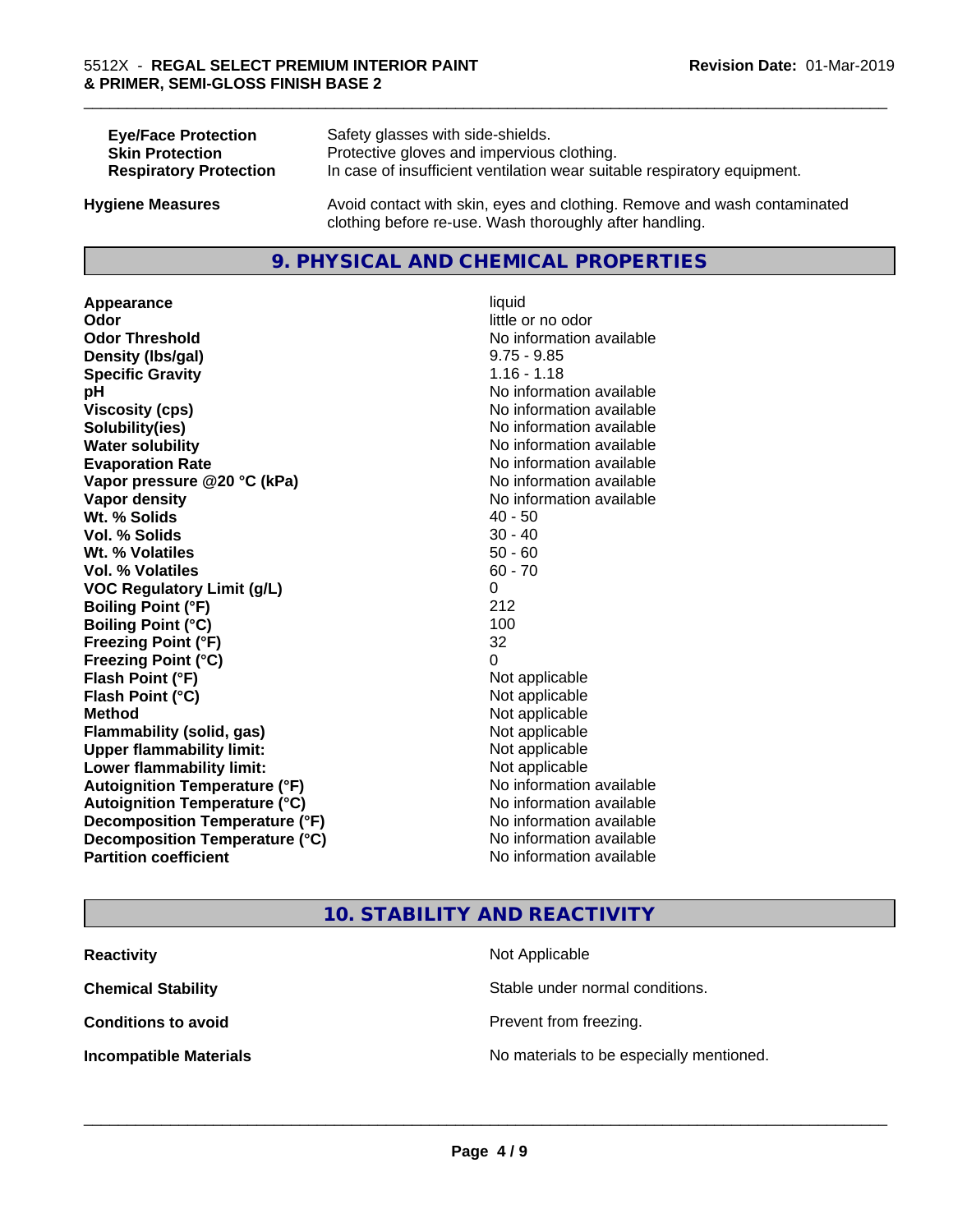| | |
|---|---|
| **Eye/Face Protection** | Safety glasses with side-shields. |
| **Skin Protection** | Protective gloves and impervious clothing. |
| **Respiratory Protection** | In case of insufficient ventilation wear suitable respiratory equipment. |

**Hygiene Measures** Avoid contact with skin, eyes and clothing. Remove and wash contaminated clothing before re-use. Wash thoroughly after handling.

## 9. PHYSICAL AND CHEMICAL PROPERTIES

| | |
|---|---|
| **Appearance** | liquid |
| **Odor** | little or no odor |
| **Odor Threshold** | No information available |
| **Density (lbs/gal)** | 9.75 - 9.85 |
| **Specific Gravity** | 1.16 - 1.18 |
| **pH** | No information available |
| **Viscosity (cps)** | No information available |
| **Solubility(ies)** | No information available |
| **Water solubility** | No information available |
| **Evaporation Rate** | No information available |
| **Vapor pressure @20 °C (kPa)** | No information available |
| **Vapor density** | No information available |
| **Wt. % Solids** | 40 - 50 |
| **Vol. % Solids** | 30 - 40 |
| **Wt. % Volatiles** | 50 - 60 |
| **Vol. % Volatiles** | 60 - 70 |
| **VOC Regulatory Limit (g/L)** | 0 |
| **Boiling Point (°F)** | 212 |
| **Boiling Point (°C)** | 100 |
| **Freezing Point (°F)** | 32 |
| **Freezing Point (°C)** | 0 |
| **Flash Point (°F)** | Not applicable |
| **Flash Point (°C)** | Not applicable |
| **Method** | Not applicable |
| **Flammability (solid, gas)** | Not applicable |
| **Upper flammability limit:** | Not applicable |
| **Lower flammability limit:** | Not applicable |
| **Autoignition Temperature (°F)** | No information available |
| **Autoignition Temperature (°C)** | No information available |
| **Decomposition Temperature (°F)** | No information available |
| **Decomposition Temperature (°C)** | No information available |
| **Partition coefficient** | No information available |

## 10. STABILITY AND REACTIVITY

| | |
|---|---|
| **Reactivity** | Not Applicable |
| **Chemical Stability** | Stable under normal conditions. |
| **Conditions to avoid** | Prevent from freezing. |
| **Incompatible Materials** | No materials to be especially mentioned. |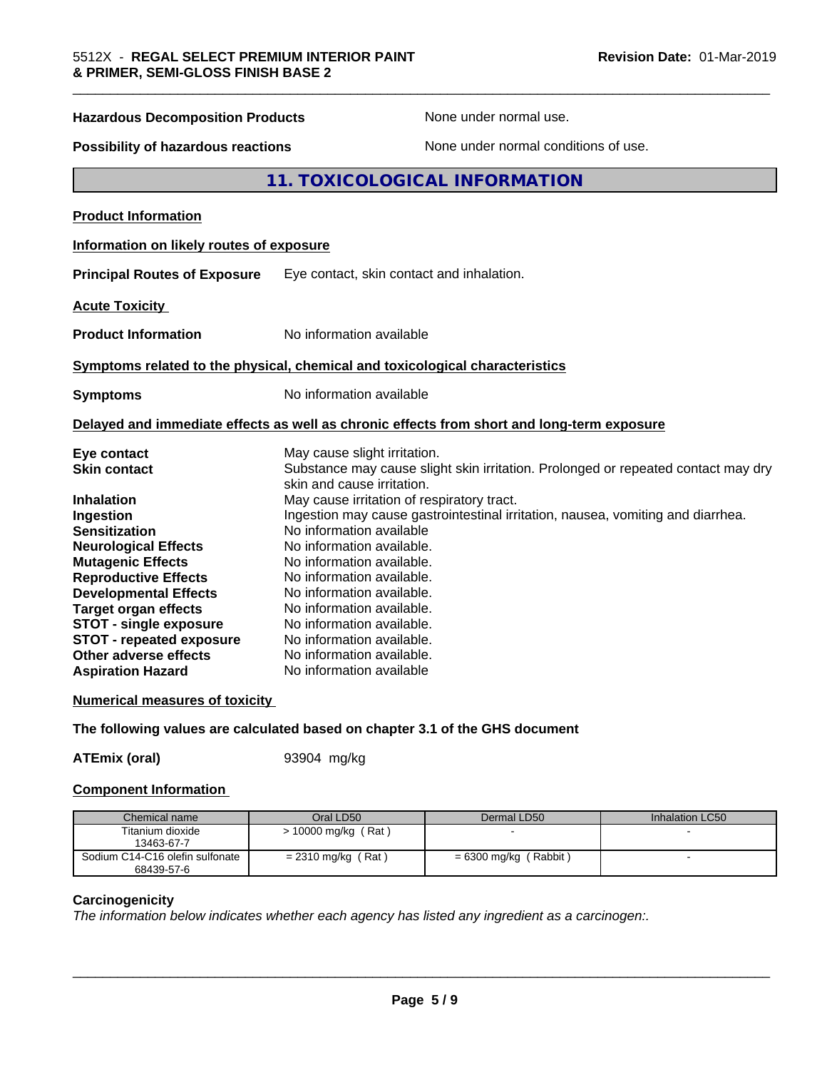**Hazardous Decomposition Products** None under normal use.

**Possibility of hazardous reactions** None under normal conditions of use.

## 11. TOXICOLOGICAL INFORMATION

**Product Information**

**Information on likely routes of exposure**

**Principal Routes of Exposure** Eye contact, skin contact and inhalation.

**Acute Toxicity**

**Product Information** No information available

**Symptoms related to the physical, chemical and toxicological characteristics**

**Symptoms** No information available

**Delayed and immediate effects as well as chronic effects from short and long-term exposure**

**Eye contact** May cause slight irritation.
**Skin contact** Substance may cause slight skin irritation. Prolonged or repeated contact may dry skin and cause irritation.
**Inhalation** May cause irritation of respiratory tract.
**Ingestion** Ingestion may cause gastrointestinal irritation, nausea, vomiting and diarrhea.
**Sensitization** No information available
**Neurological Effects** No information available.
**Mutagenic Effects** No information available.
**Reproductive Effects** No information available.
**Developmental Effects** No information available.
**Target organ effects** No information available.
**STOT - single exposure** No information available.
**STOT - repeated exposure** No information available.
**Other adverse effects** No information available.
**Aspiration Hazard** No information available

**Numerical measures of toxicity**

**The following values are calculated based on chapter 3.1 of the GHS document**

**ATEmix (oral)** 93904 mg/kg

**Component Information**

| Chemical name | Oral LD50 | Dermal LD50 | Inhalation LC50 |
|---|---|---|---|
| Titanium dioxide 13463-67-7 | > 10000 mg/kg ( Rat ) | - | - |
| Sodium C14-C16 olefin sulfonate 68439-57-6 | = 2310 mg/kg ( Rat ) | = 6300 mg/kg ( Rabbit ) | - |

**Carcinogenicity**

*The information below indicates whether each agency has listed any ingredient as a carcinogen:.*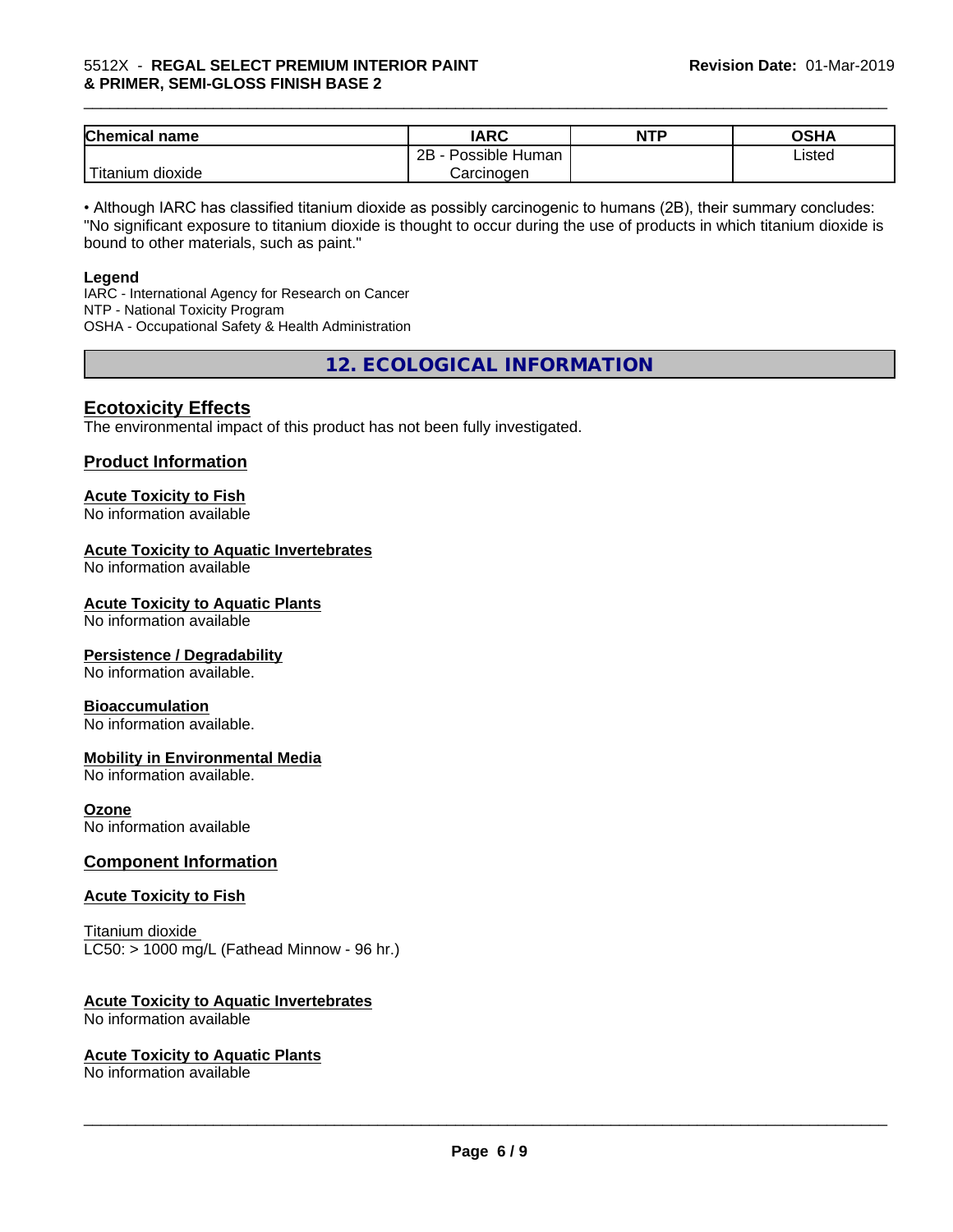| Chemical name | IARC | NTP | OSHA |
| --- | --- | --- | --- |
| Titanium dioxide | 2B - Possible Human Carcinogen | | Listed |

• Although IARC has classified titanium dioxide as possibly carcinogenic to humans (2B), their summary concludes: "No significant exposure to titanium dioxide is thought to occur during the use of products in which titanium dioxide is bound to other materials, such as paint."

**Legend**
IARC - International Agency for Research on Cancer
NTP - National Toxicity Program
OSHA - Occupational Safety & Health Administration

## 12. ECOLOGICAL INFORMATION

### Ecotoxicity Effects

The environmental impact of this product has not been fully investigated.

### Product Information

**Acute Toxicity to Fish**
No information available

**Acute Toxicity to Aquatic Invertebrates**
No information available

**Acute Toxicity to Aquatic Plants**
No information available

**Persistence / Degradability**
No information available.

**Bioaccumulation**
No information available.

**Mobility in Environmental Media**
No information available.

**Ozone**
No information available

### Component Information

**Acute Toxicity to Fish**

Titanium dioxide
LC50: > 1000 mg/L (Fathead Minnow - 96 hr.)

**Acute Toxicity to Aquatic Invertebrates**
No information available

**Acute Toxicity to Aquatic Plants**
No information available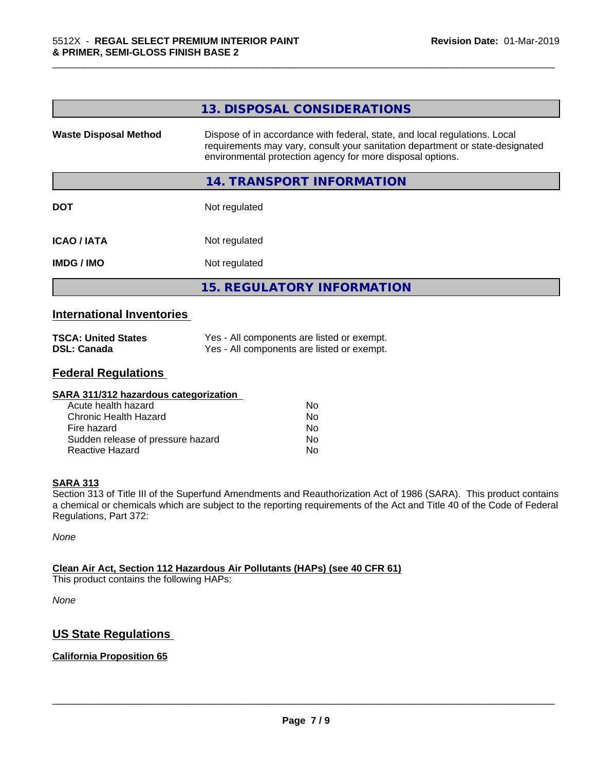## 13. DISPOSAL CONSIDERATIONS

| | |
|---|---|
| **Waste Disposal Method** | Dispose of in accordance with federal, state, and local regulations. Local requirements may vary, consult your sanitation department or state-designated environmental protection agency for more disposal options. |

## 14. TRANSPORT INFORMATION

| | |
|---|---|
| **DOT** | Not regulated |
| **ICAO / IATA** | Not regulated |
| **IMDG / IMO** | Not regulated |

## 15. REGULATORY INFORMATION

### International Inventories

| | |
|---|---|
| **TSCA: United States** | Yes - All components are listed or exempt. |
| **DSL: Canada** | Yes - All components are listed or exempt. |

### Federal Regulations

**SARA 311/312 hazardous categorization**

| | |
|---|---|
| Acute health hazard | No |
| Chronic Health Hazard | No |
| Fire hazard | No |
| Sudden release of pressure hazard | No |
| Reactive Hazard | No |

**SARA 313**

Section 313 of Title III of the Superfund Amendments and Reauthorization Act of 1986 (SARA). This product contains a chemical or chemicals which are subject to the reporting requirements of the Act and Title 40 of the Code of Federal Regulations, Part 372:

*None*

**Clean Air Act, Section 112 Hazardous Air Pollutants (HAPs) (see 40 CFR 61)**

This product contains the following HAPs:

*None*

### US State Regulations

**California Proposition 65**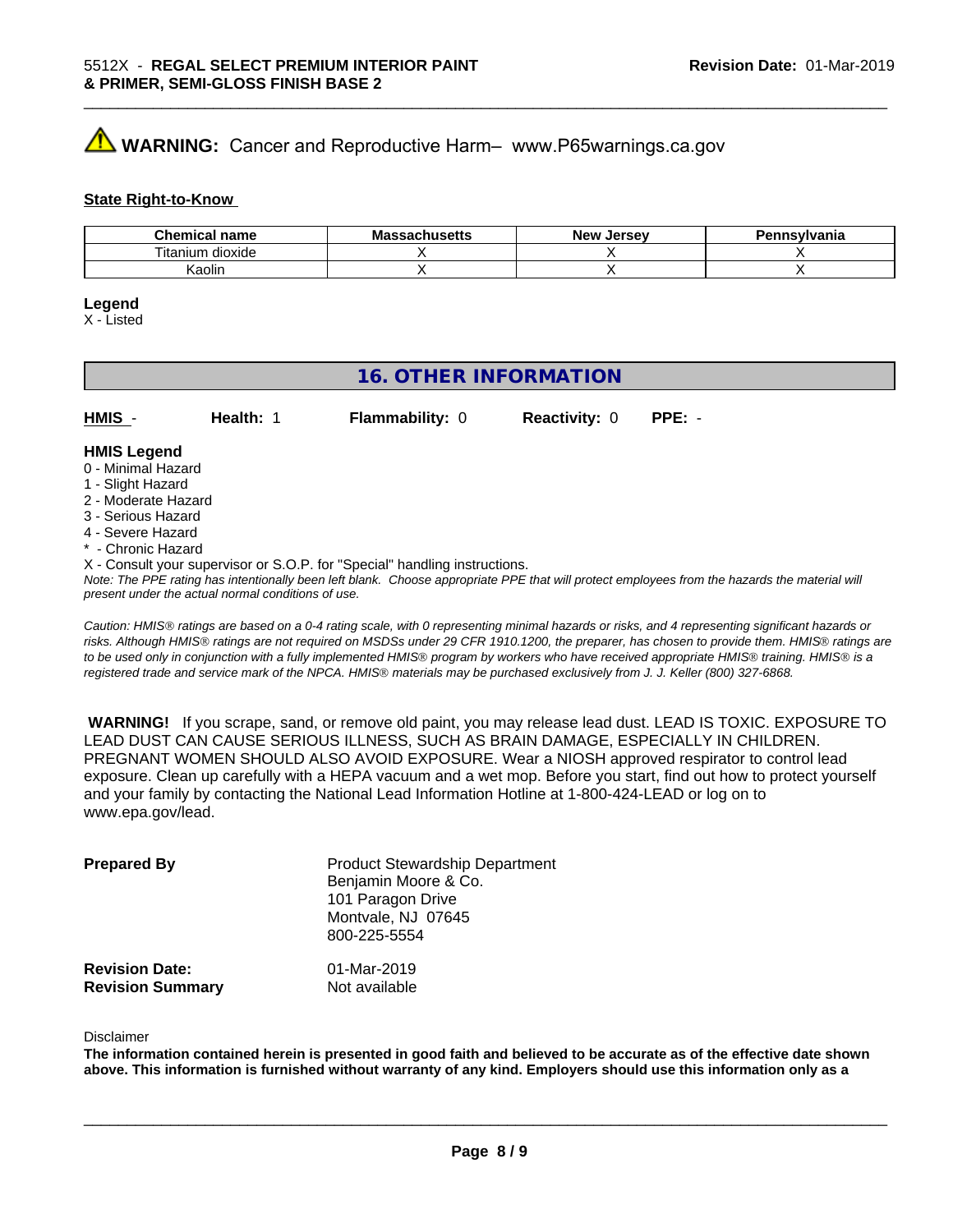⚠ **WARNING:** Cancer and Reproductive Harm– www.P65warnings.ca.gov

**State Right-to-Know**

| Chemical name | Massachusetts | New Jersey | Pennsylvania |
|---|---|---|---|
| Titanium dioxide | X | X | X |
| Kaolin | X | X | X |

**Legend**
X - Listed

## 16. OTHER INFORMATION

**HMIS** - **Health:** 1 **Flammability:** 0 **Reactivity:** 0 **PPE:** -

**HMIS Legend**
0 - Minimal Hazard
1 - Slight Hazard
2 - Moderate Hazard
3 - Serious Hazard
4 - Severe Hazard
* - Chronic Hazard
X - Consult your supervisor or S.O.P. for "Special" handling instructions.
*Note: The PPE rating has intentionally been left blank. Choose appropriate PPE that will protect employees from the hazards the material will present under the actual normal conditions of use.*

*Caution: HMIS® ratings are based on a 0-4 rating scale, with 0 representing minimal hazards or risks, and 4 representing significant hazards or risks. Although HMIS® ratings are not required on MSDSs under 29 CFR 1910.1200, the preparer, has chosen to provide them. HMIS® ratings are to be used only in conjunction with a fully implemented HMIS® program by workers who have received appropriate HMIS® training. HMIS® is a registered trade and service mark of the NPCA. HMIS® materials may be purchased exclusively from J. J. Keller (800) 327-6868.*

**WARNING!** If you scrape, sand, or remove old paint, you may release lead dust. LEAD IS TOXIC. EXPOSURE TO LEAD DUST CAN CAUSE SERIOUS ILLNESS, SUCH AS BRAIN DAMAGE, ESPECIALLY IN CHILDREN. PREGNANT WOMEN SHOULD ALSO AVOID EXPOSURE. Wear a NIOSH approved respirator to control lead exposure. Clean up carefully with a HEPA vacuum and a wet mop. Before you start, find out how to protect yourself and your family by contacting the National Lead Information Hotline at 1-800-424-LEAD or log on to www.epa.gov/lead.

**Prepared By**
Product Stewardship Department
Benjamin Moore & Co.
101 Paragon Drive
Montvale, NJ 07645
800-225-5554

**Revision Date:** 01-Mar-2019
**Revision Summary** Not available

Disclaimer
**The information contained herein is presented in good faith and believed to be accurate as of the effective date shown above. This information is furnished without warranty of any kind. Employers should use this information only as a**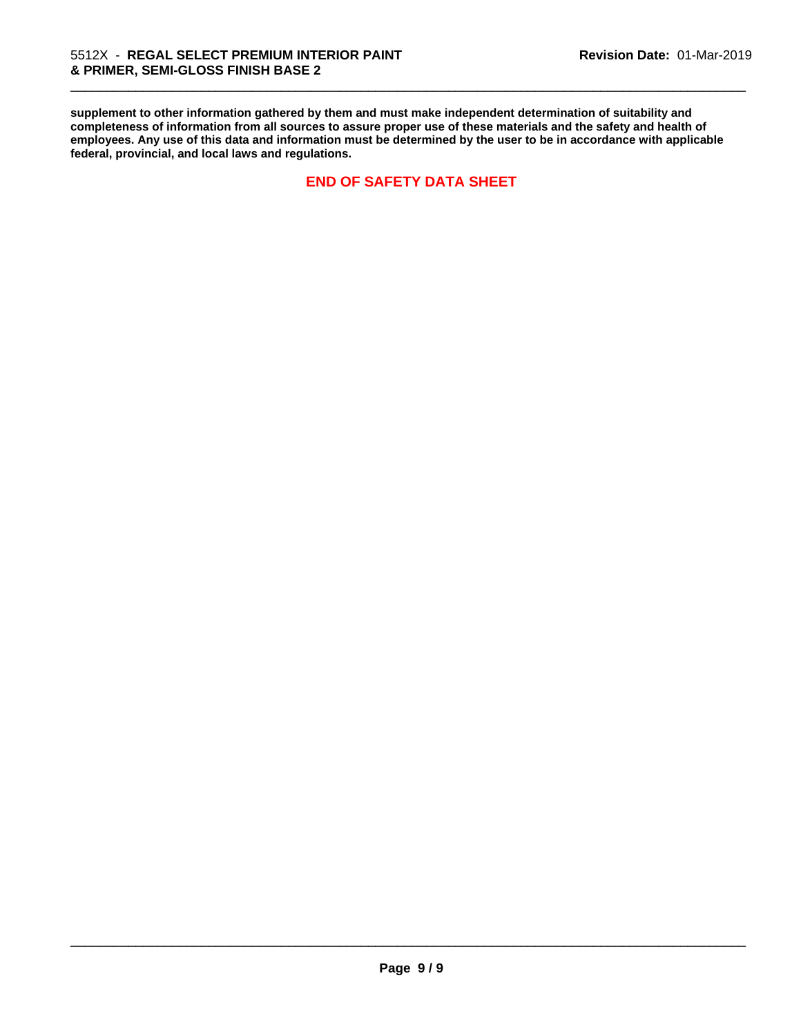**supplement to other information gathered by them and must make independent determination of suitability and completeness of information from all sources to assure proper use of these materials and the safety and health of employees. Any use of this data and information must be determined by the user to be in accordance with applicable federal, provincial, and local laws and regulations.**

**END OF SAFETY DATA SHEET**